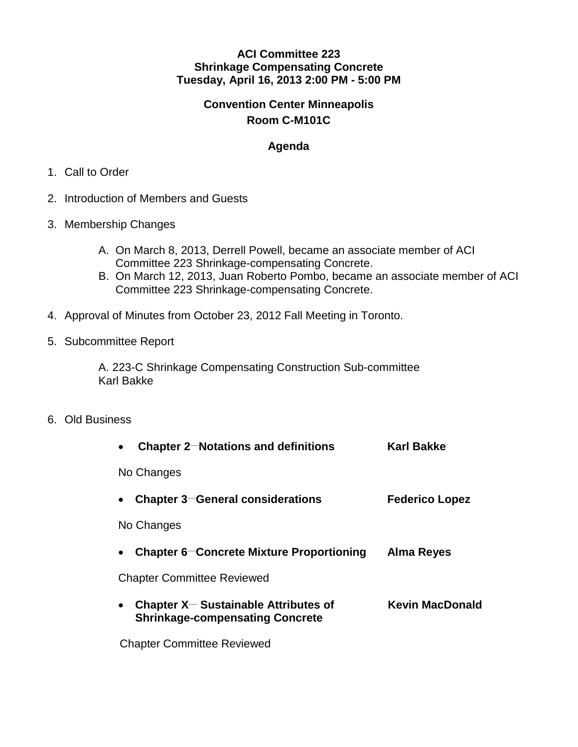**ACI Committee 223**
**Shrinkage Compensating Concrete**
**Tuesday, April 16, 2013 2:00 PM - 5:00 PM**

**Convention Center Minneapolis**
**Room C-M101C**

## Agenda

1. Call to Order

2. Introduction of Members and Guests

3. Membership Changes

   A. On March 8, 2013, Derrell Powell, became an associate member of ACI Committee 223 Shrinkage-compensating Concrete.
   B. On March 12, 2013, Juan Roberto Pombo, became an associate member of ACI Committee 223 Shrinkage-compensating Concrete.

4. Approval of Minutes from October 23, 2012 Fall Meeting in Toronto.

5. Subcommittee Report

   A. 223-C Shrinkage Compensating Construction Sub-committee
   Karl Bakke

6. Old Business

   - **Chapter 2—Notations and definitions** **Karl Bakke**

     No Changes

   - **Chapter 3—General considerations** **Federico Lopez**

     No Changes

   - **Chapter 6—Concrete Mixture Proportioning** **Alma Reyes**

     Chapter Committee Reviewed

   - **Chapter X— Sustainable Attributes of Shrinkage-compensating Concrete** **Kevin MacDonald**

     Chapter Committee Reviewed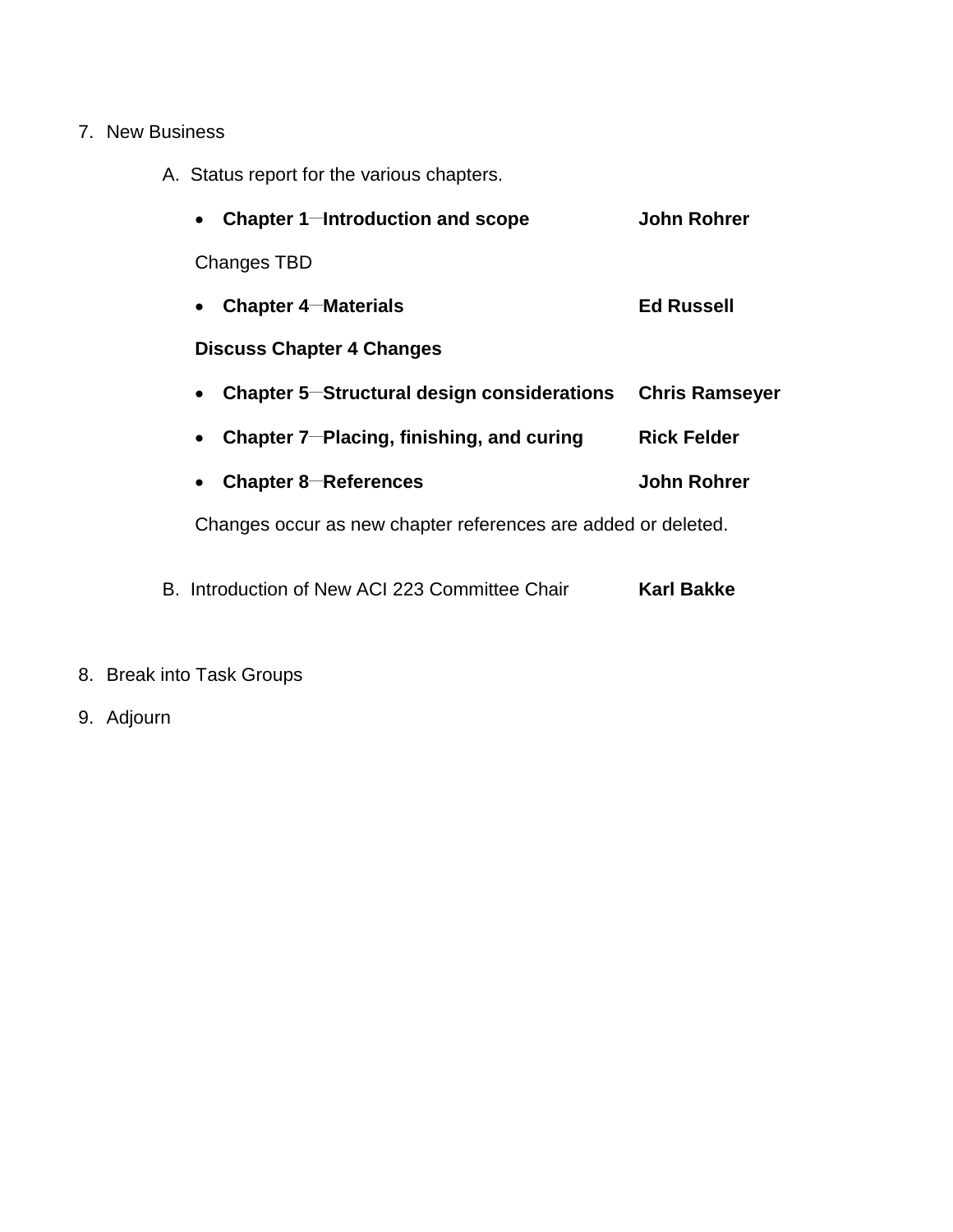7. New Business

   A. Status report for the various chapters.

      - **Chapter 1—Introduction and scope** **John Rohrer**

        Changes TBD

      - **Chapter 4—Materials** **Ed Russell**

        **Discuss Chapter 4 Changes**

      - **Chapter 5—Structural design considerations** **Chris Ramseyer**

      - **Chapter 7—Placing, finishing, and curing** **Rick Felder**

      - **Chapter 8—References** **John Rohrer**

        Changes occur as new chapter references are added or deleted.

   B. Introduction of New ACI 223 Committee Chair **Karl Bakke**

8. Break into Task Groups

9. Adjourn